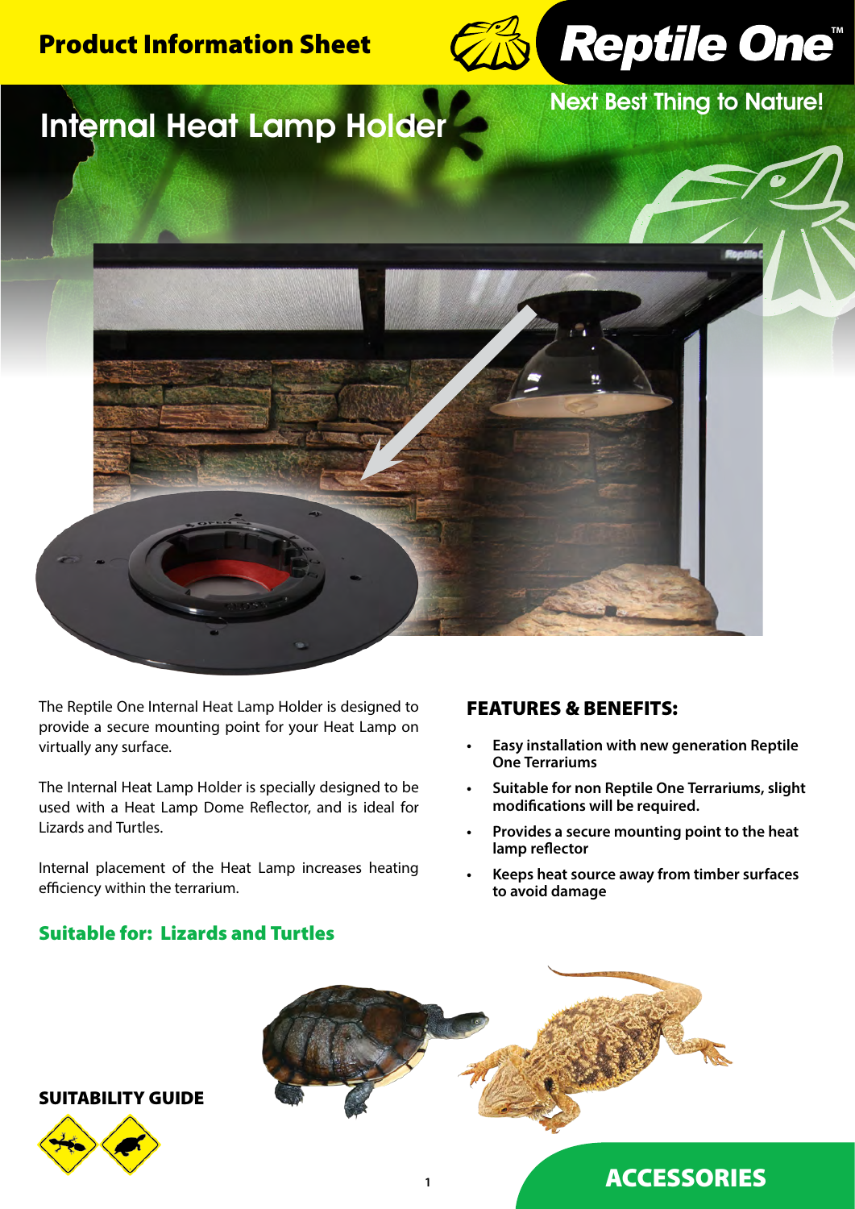# Product Information Sheet

**Reptile One™**

Next Best Thing to Nature!

## Internal Heat Lamp Holder

The Reptile One Internal Heat Lamp Holder is designed to provide a secure mounting point for your Heat Lamp on virtually any surface.

The Internal Heat Lamp Holder is specially designed to be used with a Heat Lamp Dome Reflector, and is ideal for Lizards and Turtles.

Internal placement of the Heat Lamp increases heating efficiency within the terrarium.

### Suitable for: Lizards and Turtles

### FEATURES & BENEFITS:

- **Easy installation with new generation Reptile One Terrariums**
- **Suitable for non Reptile One Terrariums, slight modifications will be required.**
- **Provides a secure mounting point to the heat lamp reflector**
- **Keeps heat source away from timber surfaces to avoid damage**

### SUITABILITY GUIDE

## ACCESSORIES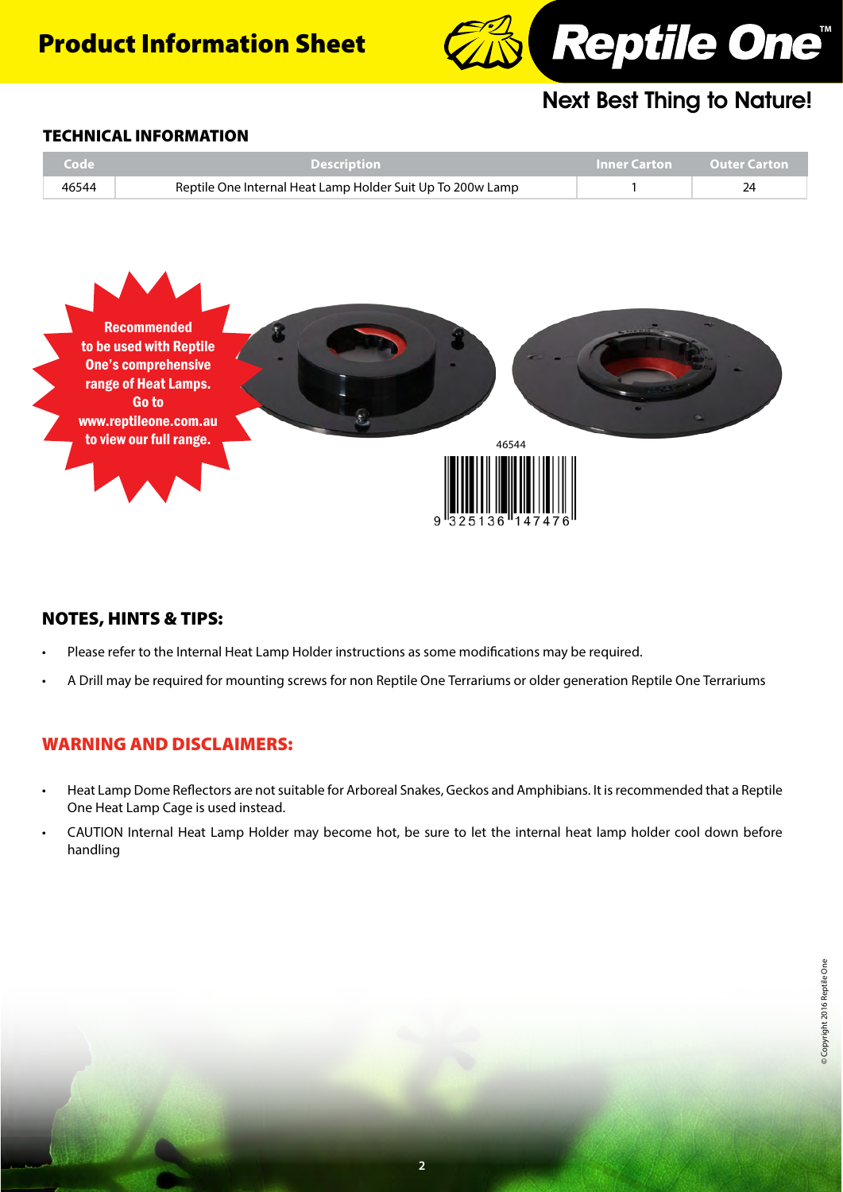# Product Information Sheet

**Reptile One™**

**Next Best Thing to Nature!**

## TECHNICAL INFORMATION

| Code | Description | Inner Carton | Outer Carton |
|---|---|---|---|
| 46544 | Reptile One Internal Heat Lamp Holder Suit Up To 200w Lamp | 1 | 24 |

**Recommended to be used with Reptile One's comprehensive range of Heat Lamps. Go to www.reptileone.com.au to view our full range.**

46544

9 325136 147476

## NOTES, HINTS & TIPS:

- Please refer to the Internal Heat Lamp Holder instructions as some modifications may be required.
- A Drill may be required for mounting screws for non Reptile One Terrariums or older generation Reptile One Terrariums

## WARNING AND DISCLAIMERS:

- Heat Lamp Dome Reflectors are not suitable for Arboreal Snakes, Geckos and Amphibians. It is recommended that a Reptile One Heat Lamp Cage is used instead.
- CAUTION Internal Heat Lamp Holder may become hot, be sure to let the internal heat lamp holder cool down before handling

© Copyright 2016 Reptile One